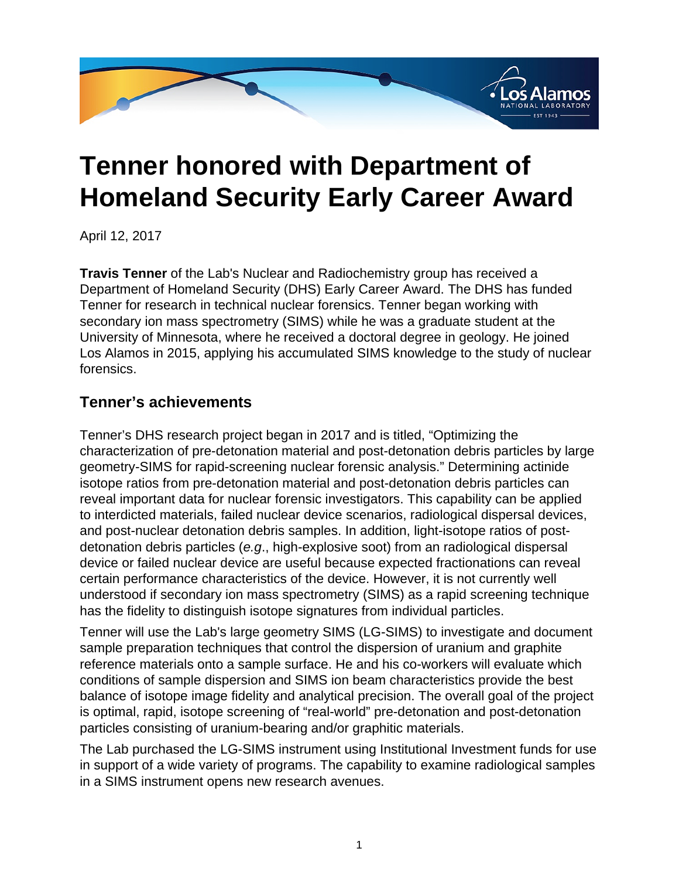# Tenner honored with Department of Homeland Security Early Career Award

April 12, 2017

**Travis Tenner** of the Lab's Nuclear and Radiochemistry group has received a Department of Homeland Security (DHS) Early Career Award. The DHS has funded Tenner for research in technical nuclear forensics. Tenner began working with secondary ion mass spectrometry (SIMS) while he was a graduate student at the University of Minnesota, where he received a doctoral degree in geology. He joined Los Alamos in 2015, applying his accumulated SIMS knowledge to the study of nuclear forensics.

## Tenner's achievements

Tenner's DHS research project began in 2017 and is titled, "Optimizing the characterization of pre-detonation material and post-detonation debris particles by large geometry-SIMS for rapid-screening nuclear forensic analysis." Determining actinide isotope ratios from pre-detonation material and post-detonation debris particles can reveal important data for nuclear forensic investigators. This capability can be applied to interdicted materials, failed nuclear device scenarios, radiological dispersal devices, and post-nuclear detonation debris samples. In addition, light-isotope ratios of post-detonation debris particles (*e.g*., high-explosive soot) from an radiological dispersal device or failed nuclear device are useful because expected fractionations can reveal certain performance characteristics of the device. However, it is not currently well understood if secondary ion mass spectrometry (SIMS) as a rapid screening technique has the fidelity to distinguish isotope signatures from individual particles.

Tenner will use the Lab's large geometry SIMS (LG-SIMS) to investigate and document sample preparation techniques that control the dispersion of uranium and graphite reference materials onto a sample surface. He and his co-workers will evaluate which conditions of sample dispersion and SIMS ion beam characteristics provide the best balance of isotope image fidelity and analytical precision. The overall goal of the project is optimal, rapid, isotope screening of "real-world" pre-detonation and post-detonation particles consisting of uranium-bearing and/or graphitic materials.

The Lab purchased the LG-SIMS instrument using Institutional Investment funds for use in support of a wide variety of programs. The capability to examine radiological samples in a SIMS instrument opens new research avenues.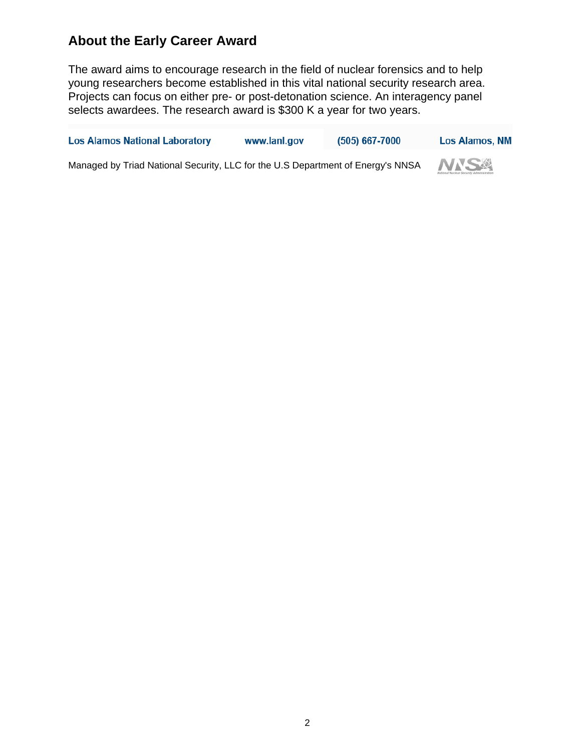## About the Early Career Award

The award aims to encourage research in the field of nuclear forensics and to help young researchers become established in this vital national security research area. Projects can focus on either pre- or post-detonation science. An interagency panel selects awardees. The research award is $300 K a year for two years.

**Los Alamos National Laboratory** **www.lanl.gov** **(505) 667-7000** **Los Alamos, NM**

Managed by Triad National Security, LLC for the U.S Department of Energy's NNSA